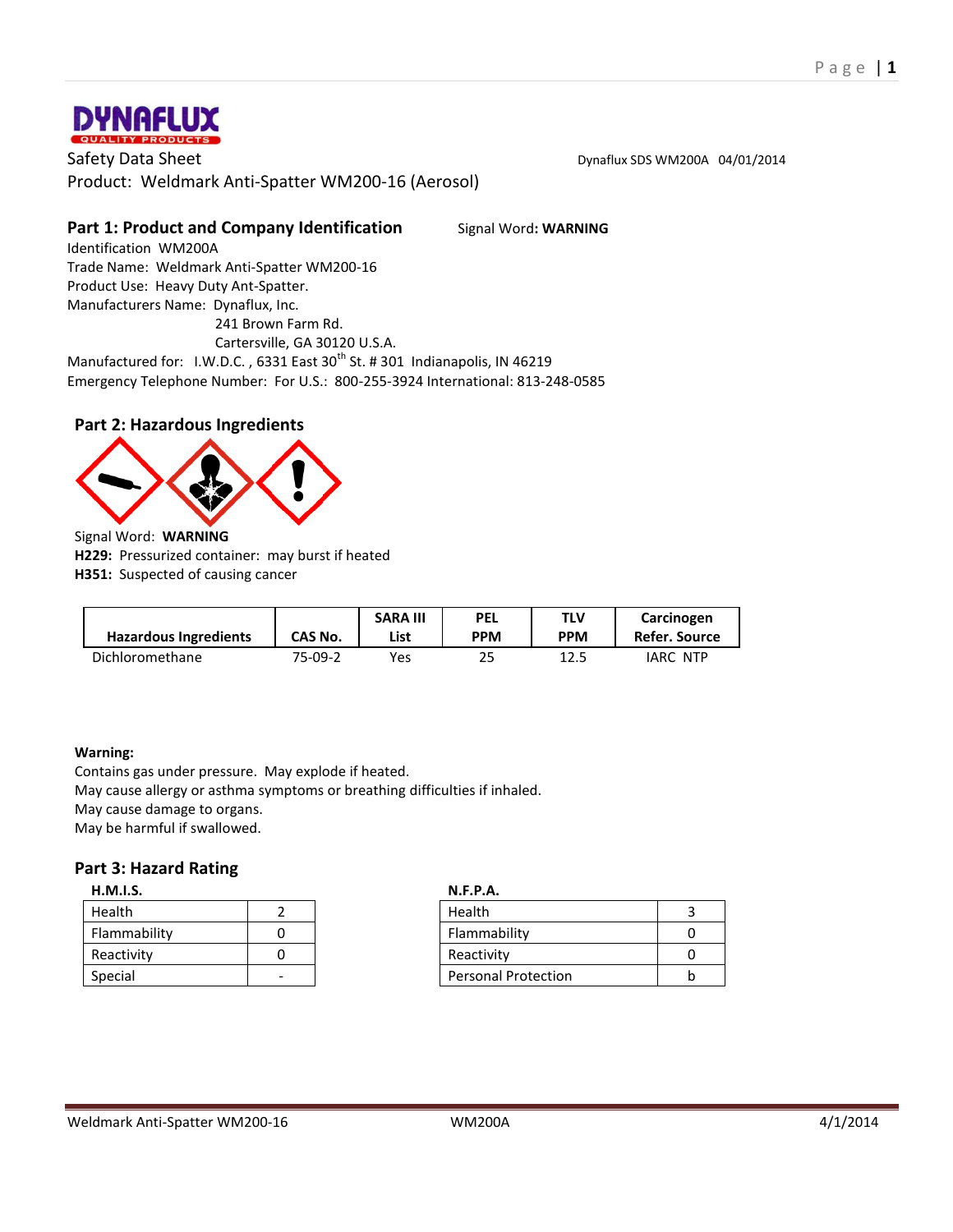DYNAFLUX
QUALITY PRODUCTS

Safety Data Sheet

Dynaflux SDS WM200A 04/01/2014

Product: Weldmark Anti-Spatter WM200-16 (Aerosol)

## Part 1: Product and Company Identification

Signal Word: **WARNING**

Identification WM200A
Trade Name: Weldmark Anti-Spatter WM200-16
Product Use: Heavy Duty Ant-Spatter.
Manufacturers Name: Dynaflux, Inc.
241 Brown Farm Rd.
Cartersville, GA 30120 U.S.A.
Manufactured for: I.W.D.C. , 6331 East 30th St. # 301 Indianapolis, IN 46219
Emergency Telephone Number: For U.S.: 800-255-3924 International: 813-248-0585

## Part 2: Hazardous Ingredients

Signal Word: **WARNING**
**H229:** Pressurized container: may burst if heated
**H351:** Suspected of causing cancer

| Hazardous Ingredients | CAS No. | SARA III List | PEL PPM | TLV PPM | Carcinogen Refer. Source |
|---|---|---|---|---|---|
| Dichloromethane | 75-09-2 | Yes | 25 | 12.5 | IARC NTP |

**Warning:**
Contains gas under pressure. May explode if heated.
May cause allergy or asthma symptoms or breathing difficulties if inhaled.
May cause damage to organs.
May be harmful if swallowed.

## Part 3: Hazard Rating

**H.M.I.S.**

| Health | 2 |
|---|---|
| Flammability | 0 |
| Reactivity | 0 |
| Special | - |

**N.F.P.A.**

| Health | 3 |
|---|---|
| Flammability | 0 |
| Reactivity | 0 |
| Personal Protection | b |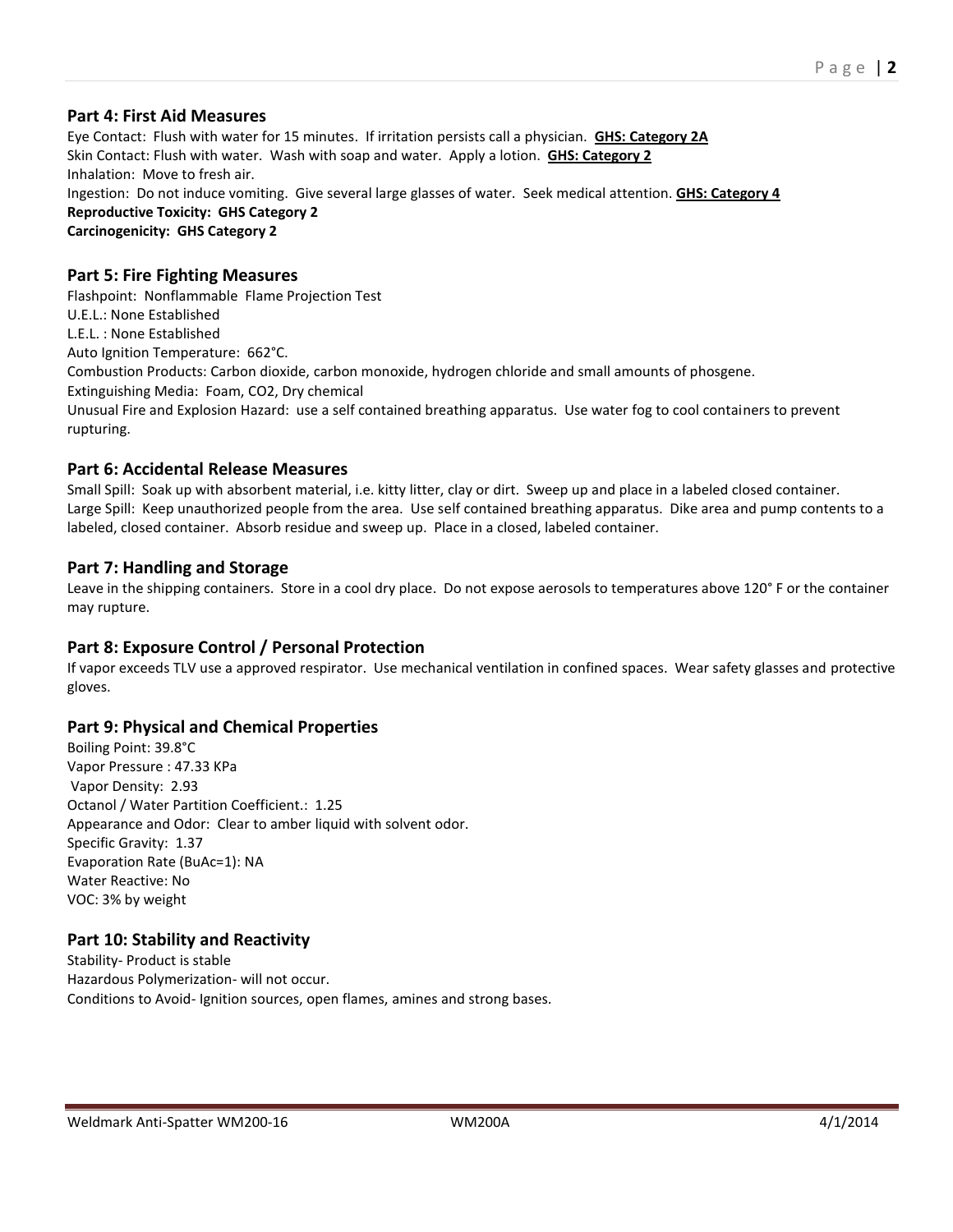## Part 4: First Aid Measures

Eye Contact: Flush with water for 15 minutes. If irritation persists call a physician. **GHS: Category 2A**
Skin Contact: Flush with water. Wash with soap and water. Apply a lotion. **GHS: Category 2**
Inhalation: Move to fresh air.
Ingestion: Do not induce vomiting. Give several large glasses of water. Seek medical attention. **GHS: Category 4**
**Reproductive Toxicity: GHS Category 2**
**Carcinogenicity: GHS Category 2**

## Part 5: Fire Fighting Measures

Flashpoint: Nonflammable Flame Projection Test
U.E.L.: None Established
L.E.L. : None Established
Auto Ignition Temperature: 662°C.
Combustion Products: Carbon dioxide, carbon monoxide, hydrogen chloride and small amounts of phosgene.
Extinguishing Media: Foam, $CO_2$, Dry chemical
Unusual Fire and Explosion Hazard: use a self contained breathing apparatus. Use water fog to cool containers to prevent rupturing.

## Part 6: Accidental Release Measures

Small Spill: Soak up with absorbent material, i.e. kitty litter, clay or dirt. Sweep up and place in a labeled closed container.
Large Spill: Keep unauthorized people from the area. Use self contained breathing apparatus. Dike area and pump contents to a labeled, closed container. Absorb residue and sweep up. Place in a closed, labeled container.

## Part 7: Handling and Storage

Leave in the shipping containers. Store in a cool dry place. Do not expose aerosols to temperatures above 120° F or the container may rupture.

## Part 8: Exposure Control / Personal Protection

If vapor exceeds TLV use a approved respirator. Use mechanical ventilation in confined spaces. Wear safety glasses and protective gloves.

## Part 9: Physical and Chemical Properties

Boiling Point: 39.8°C
Vapor Pressure : 47.33 KPa
Vapor Density: 2.93
Octanol / Water Partition Coefficient.: 1.25
Appearance and Odor: Clear to amber liquid with solvent odor.
Specific Gravity: 1.37
Evaporation Rate (BuAc=1): NA
Water Reactive: No
VOC: 3% by weight

## Part 10: Stability and Reactivity

Stability- Product is stable
Hazardous Polymerization- will not occur.
Conditions to Avoid- Ignition sources, open flames, amines and strong bases.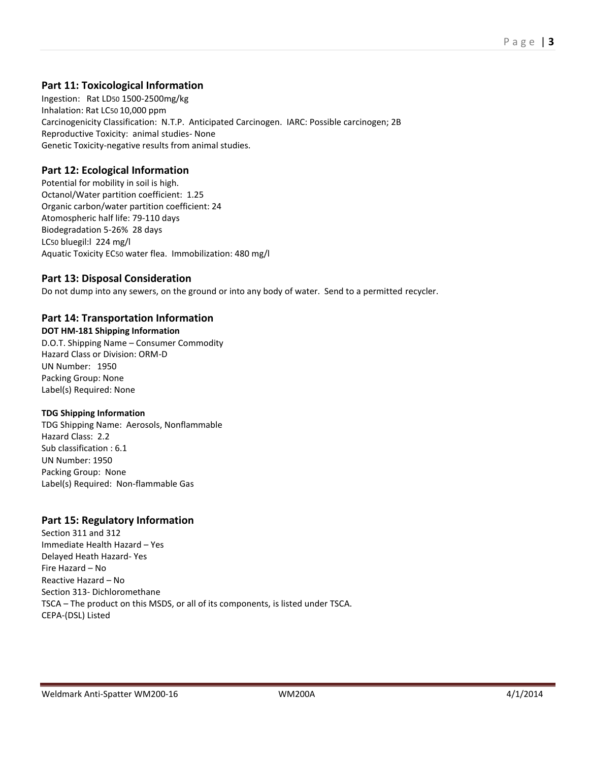## Part 11: Toxicological Information

Ingestion: Rat $LD_{50}$ 1500-2500mg/kg
Inhalation: Rat $LC_{50}$ 10,000 ppm
Carcinogenicity Classification: N.T.P. Anticipated Carcinogen. IARC: Possible carcinogen; 2B
Reproductive Toxicity: animal studies- None
Genetic Toxicity-negative results from animal studies.

## Part 12: Ecological Information

Potential for mobility in soil is high.
Octanol/Water partition coefficient: 1.25
Organic carbon/water partition coefficient: 24
Atomospheric half life: 79-110 days
Biodegradation 5-26% 28 days
$LC_{50}$ bluegil:l 224 mg/l
Aquatic Toxicity $EC_{50}$ water flea. Immobilization: 480 mg/l

## Part 13: Disposal Consideration

Do not dump into any sewers, on the ground or into any body of water. Send to a permitted recycler.

## Part 14: Transportation Information

**DOT HM-181 Shipping Information**

D.O.T. Shipping Name – Consumer Commodity
Hazard Class or Division: ORM-D
UN Number: 1950
Packing Group: None
Label(s) Required: None

**TDG Shipping Information**

TDG Shipping Name: Aerosols, Nonflammable
Hazard Class: 2.2
Sub classification : 6.1
UN Number: 1950
Packing Group: None
Label(s) Required: Non-flammable Gas

## Part 15: Regulatory Information

Section 311 and 312
Immediate Health Hazard – Yes
Delayed Heath Hazard- Yes
Fire Hazard – No
Reactive Hazard – No
Section 313- Dichloromethane
TSCA – The product on this MSDS, or all of its components, is listed under TSCA.
CEPA-(DSL) Listed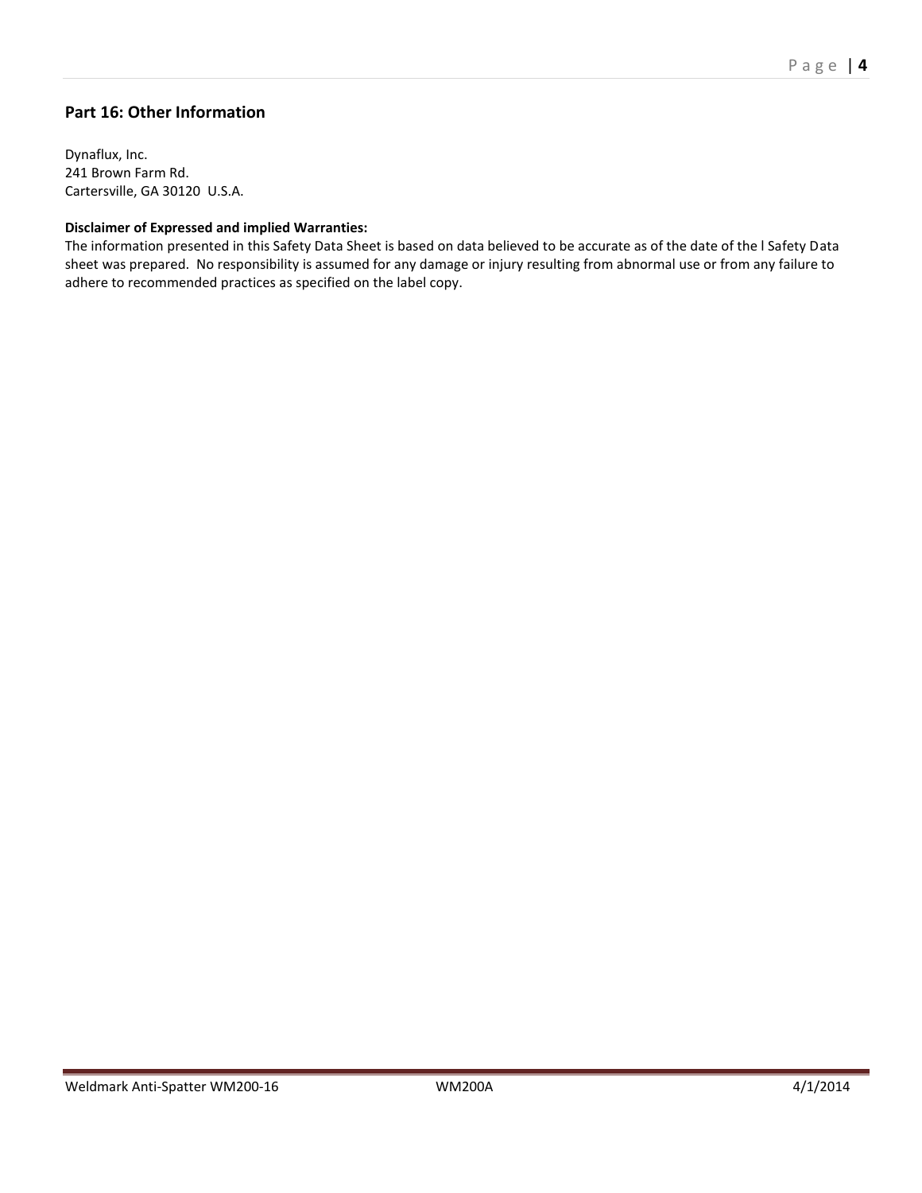## Part 16: Other Information

Dynaflux, Inc.
241 Brown Farm Rd.
Cartersville, GA 30120 U.S.A.

**Disclaimer of Expressed and implied Warranties:**
The information presented in this Safety Data Sheet is based on data believed to be accurate as of the date of the l Safety Data sheet was prepared. No responsibility is assumed for any damage or injury resulting from abnormal use or from any failure to adhere to recommended practices as specified on the label copy.